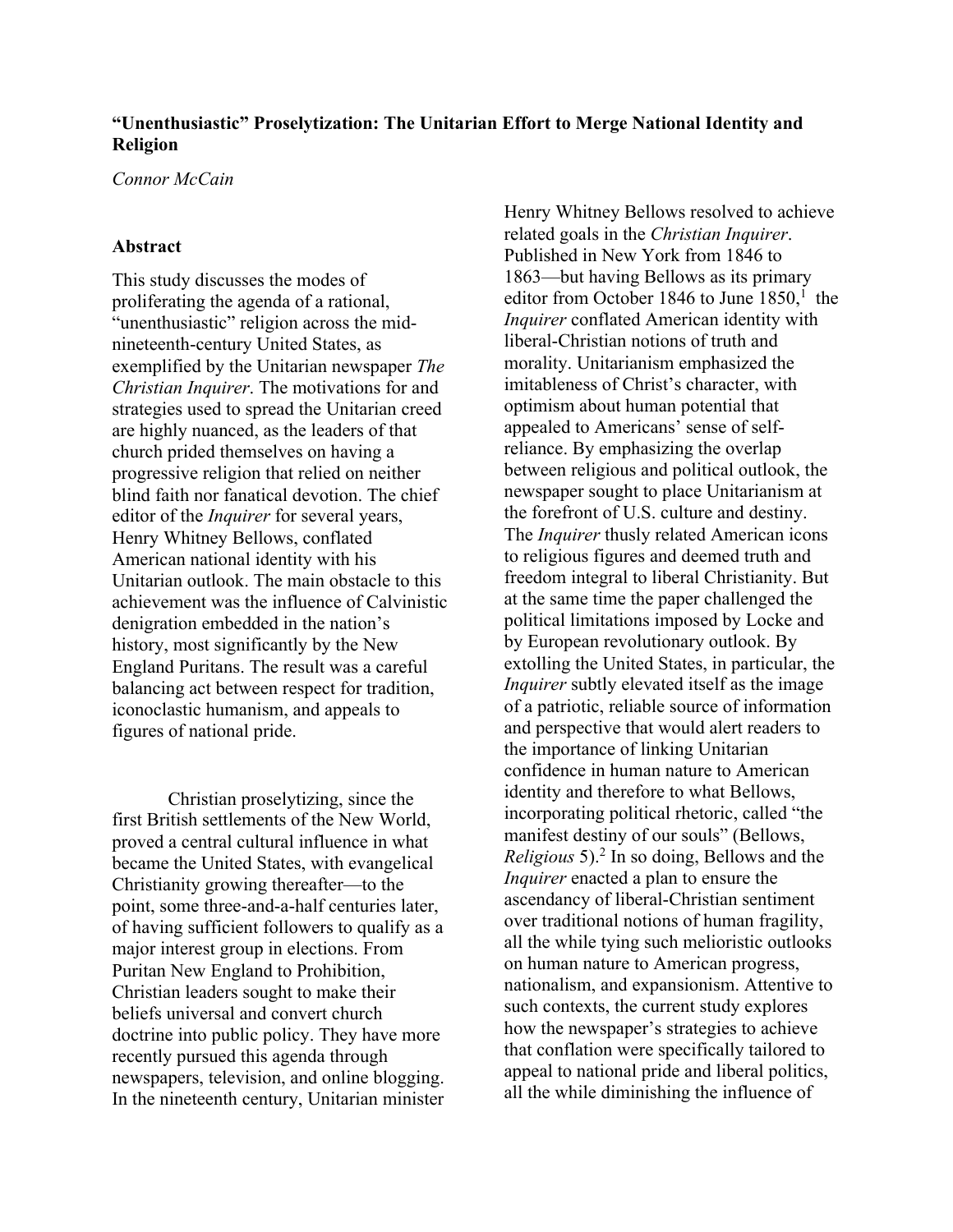**“Unenthusiastic” Proselytization: The Unitarian Effort to Merge National Identity and Religion**

*Connor McCain*

## Abstract

This study discusses the modes of proliferating the agenda of a rational, “unenthusiastic” religion across the mid-nineteenth-century United States, as exemplified by the Unitarian newspaper *The Christian Inquirer*. The motivations for and strategies used to spread the Unitarian creed are highly nuanced, as the leaders of that church prided themselves on having a progressive religion that relied on neither blind faith nor fanatical devotion. The chief editor of the *Inquirer* for several years, Henry Whitney Bellows, conflated American national identity with his Unitarian outlook. The main obstacle to this achievement was the influence of Calvinistic denigration embedded in the nation’s history, most significantly by the New England Puritans. The result was a careful balancing act between respect for tradition, iconoclastic humanism, and appeals to figures of national pride.

Christian proselytizing, since the first British settlements of the New World, proved a central cultural influence in what became the United States, with evangelical Christianity growing thereafter—to the point, some three-and-a-half centuries later, of having sufficient followers to qualify as a major interest group in elections. From Puritan New England to Prohibition, Christian leaders sought to make their beliefs universal and convert church doctrine into public policy. They have more recently pursued this agenda through newspapers, television, and online blogging. In the nineteenth century, Unitarian minister Henry Whitney Bellows resolved to achieve related goals in the *Christian Inquirer*. Published in New York from 1846 to 1863—but having Bellows as its primary editor from October 1846 to June 1850,[1] the *Inquirer* conflated American identity with liberal-Christian notions of truth and morality. Unitarianism emphasized the imitableness of Christ’s character, with optimism about human potential that appealed to Americans’ sense of self-reliance. By emphasizing the overlap between religious and political outlook, the newspaper sought to place Unitarianism at the forefront of U.S. culture and destiny. The *Inquirer* thusly related American icons to religious figures and deemed truth and freedom integral to liberal Christianity. But at the same time the paper challenged the political limitations imposed by Locke and by European revolutionary outlook. By extolling the United States, in particular, the *Inquirer* subtly elevated itself as the image of a patriotic, reliable source of information and perspective that would alert readers to the importance of linking Unitarian confidence in human nature to American identity and therefore to what Bellows, incorporating political rhetoric, called “the manifest destiny of our souls” (Bellows, *Religious* 5).[2] In so doing, Bellows and the *Inquirer* enacted a plan to ensure the ascendancy of liberal-Christian sentiment over traditional notions of human fragility, all the while tying such melioristic outlooks on human nature to American progress, nationalism, and expansionism. Attentive to such contexts, the current study explores how the newspaper’s strategies to achieve that conflation were specifically tailored to appeal to national pride and liberal politics, all the while diminishing the influence of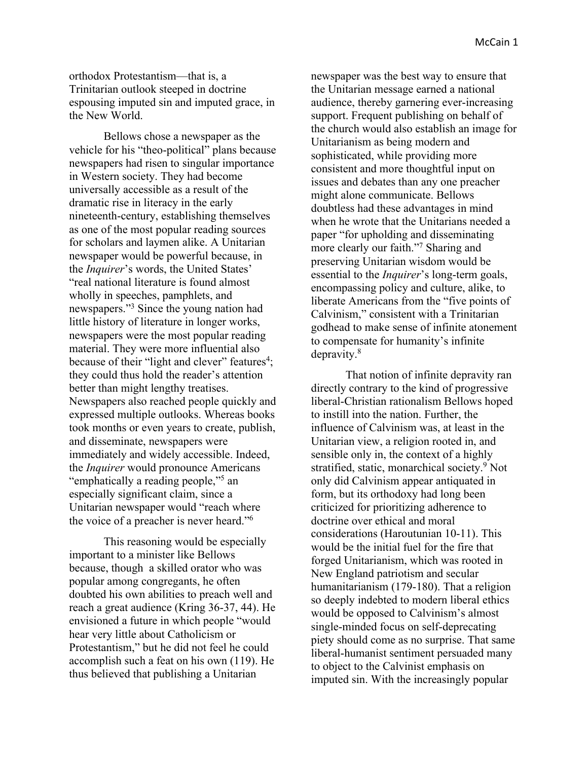orthodox Protestantism—that is, a Trinitarian outlook steeped in doctrine espousing imputed sin and imputed grace, in the New World.

Bellows chose a newspaper as the vehicle for his "theo-political" plans because newspapers had risen to singular importance in Western society. They had become universally accessible as a result of the dramatic rise in literacy in the early nineteenth-century, establishing themselves as one of the most popular reading sources for scholars and laymen alike. A Unitarian newspaper would be powerful because, in the *Inquirer*'s words, the United States' "real national literature is found almost wholly in speeches, pamphlets, and newspapers."[3] Since the young nation had little history of literature in longer works, newspapers were the most popular reading material. They were more influential also because of their "light and clever" features[4]; they could thus hold the reader's attention better than might lengthy treatises. Newspapers also reached people quickly and expressed multiple outlooks. Whereas books took months or even years to create, publish, and disseminate, newspapers were immediately and widely accessible. Indeed, the *Inquirer* would pronounce Americans "emphatically a reading people,"[5] an especially significant claim, since a Unitarian newspaper would "reach where the voice of a preacher is never heard."[6]

This reasoning would be especially important to a minister like Bellows because, though a skilled orator who was popular among congregants, he often doubted his own abilities to preach well and reach a great audience (Kring 36-37, 44). He envisioned a future in which people "would hear very little about Catholicism or Protestantism," but he did not feel he could accomplish such a feat on his own (119). He thus believed that publishing a Unitarian newspaper was the best way to ensure that the Unitarian message earned a national audience, thereby garnering ever-increasing support. Frequent publishing on behalf of the church would also establish an image for Unitarianism as being modern and sophisticated, while providing more consistent and more thoughtful input on issues and debates than any one preacher might alone communicate. Bellows doubtless had these advantages in mind when he wrote that the Unitarians needed a paper "for upholding and disseminating more clearly our faith."[7] Sharing and preserving Unitarian wisdom would be essential to the *Inquirer*'s long-term goals, encompassing policy and culture, alike, to liberate Americans from the "five points of Calvinism," consistent with a Trinitarian godhead to make sense of infinite atonement to compensate for humanity's infinite depravity.[8]

That notion of infinite depravity ran directly contrary to the kind of progressive liberal-Christian rationalism Bellows hoped to instill into the nation. Further, the influence of Calvinism was, at least in the Unitarian view, a religion rooted in, and sensible only in, the context of a highly stratified, static, monarchical society.[9] Not only did Calvinism appear antiquated in form, but its orthodoxy had long been criticized for prioritizing adherence to doctrine over ethical and moral considerations (Haroutunian 10-11). This would be the initial fuel for the fire that forged Unitarianism, which was rooted in New England patriotism and secular humanitarianism (179-180). That a religion so deeply indebted to modern liberal ethics would be opposed to Calvinism's almost single-minded focus on self-deprecating piety should come as no surprise. That same liberal-humanist sentiment persuaded many to object to the Calvinist emphasis on imputed sin. With the increasingly popular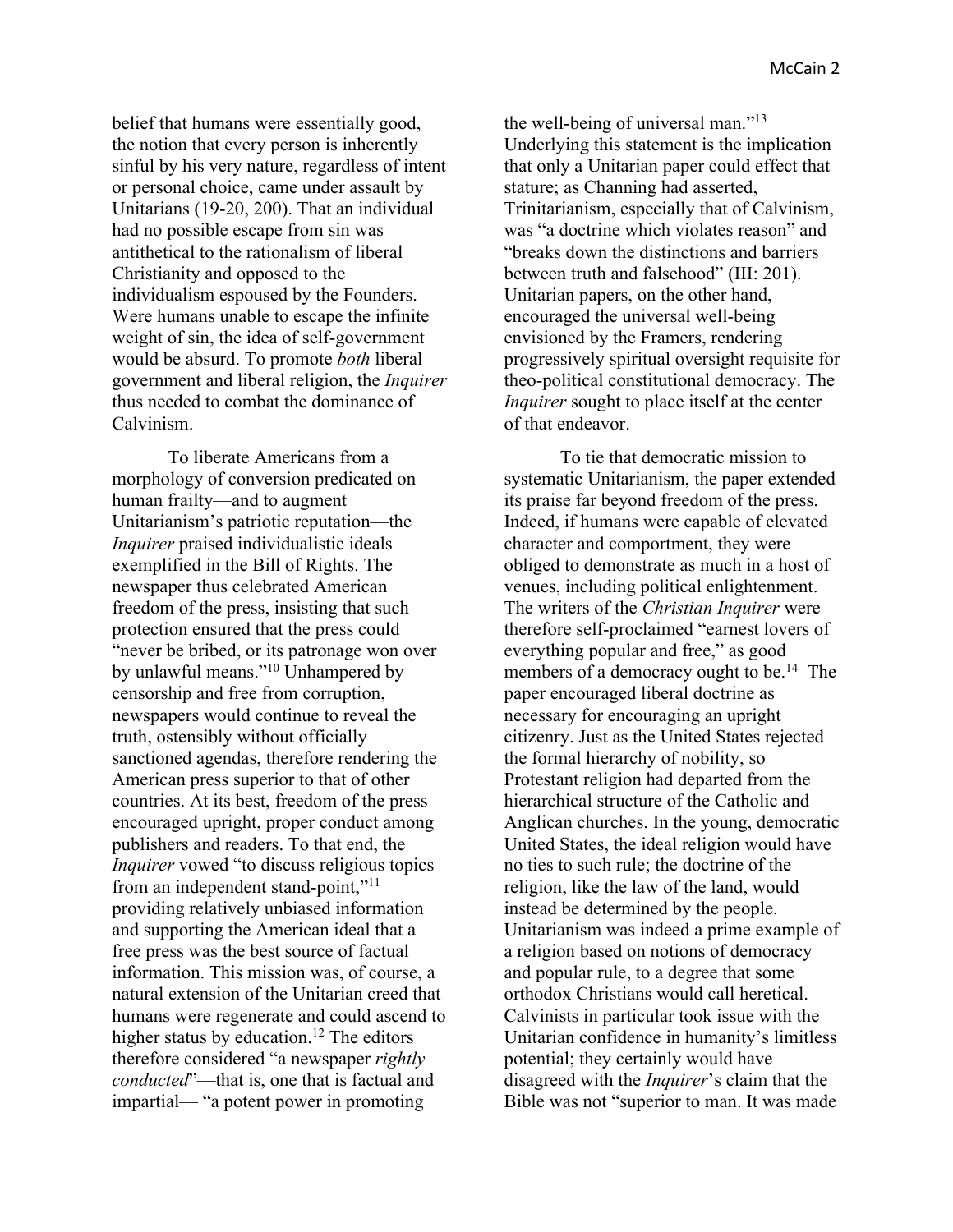belief that humans were essentially good, the notion that every person is inherently sinful by his very nature, regardless of intent or personal choice, came under assault by Unitarians (19-20, 200). That an individual had no possible escape from sin was antithetical to the rationalism of liberal Christianity and opposed to the individualism espoused by the Founders. Were humans unable to escape the infinite weight of sin, the idea of self-government would be absurd. To promote *both* liberal government and liberal religion, the *Inquirer* thus needed to combat the dominance of Calvinism.

To liberate Americans from a morphology of conversion predicated on human frailty—and to augment Unitarianism's patriotic reputation—the *Inquirer* praised individualistic ideals exemplified in the Bill of Rights. The newspaper thus celebrated American freedom of the press, insisting that such protection ensured that the press could "never be bribed, or its patronage won over by unlawful means."[10] Unhampered by censorship and free from corruption, newspapers would continue to reveal the truth, ostensibly without officially sanctioned agendas, therefore rendering the American press superior to that of other countries. At its best, freedom of the press encouraged upright, proper conduct among publishers and readers. To that end, the *Inquirer* vowed "to discuss religious topics from an independent stand-point,"[11] providing relatively unbiased information and supporting the American ideal that a free press was the best source of factual information. This mission was, of course, a natural extension of the Unitarian creed that humans were regenerate and could ascend to higher status by education.[12] The editors therefore considered "a newspaper *rightly conducted*"—that is, one that is factual and impartial— "a potent power in promoting the well-being of universal man."[13] Underlying this statement is the implication that only a Unitarian paper could effect that stature; as Channing had asserted, Trinitarianism, especially that of Calvinism, was "a doctrine which violates reason" and "breaks down the distinctions and barriers between truth and falsehood" (III: 201). Unitarian papers, on the other hand, encouraged the universal well-being envisioned by the Framers, rendering progressively spiritual oversight requisite for theo-political constitutional democracy. The *Inquirer* sought to place itself at the center of that endeavor.

To tie that democratic mission to systematic Unitarianism, the paper extended its praise far beyond freedom of the press. Indeed, if humans were capable of elevated character and comportment, they were obliged to demonstrate as much in a host of venues, including political enlightenment. The writers of the *Christian Inquirer* were therefore self-proclaimed "earnest lovers of everything popular and free," as good members of a democracy ought to be.[14] The paper encouraged liberal doctrine as necessary for encouraging an upright citizenry. Just as the United States rejected the formal hierarchy of nobility, so Protestant religion had departed from the hierarchical structure of the Catholic and Anglican churches. In the young, democratic United States, the ideal religion would have no ties to such rule; the doctrine of the religion, like the law of the land, would instead be determined by the people. Unitarianism was indeed a prime example of a religion based on notions of democracy and popular rule, to a degree that some orthodox Christians would call heretical. Calvinists in particular took issue with the Unitarian confidence in humanity's limitless potential; they certainly would have disagreed with the *Inquirer*'s claim that the Bible was not "superior to man. It was made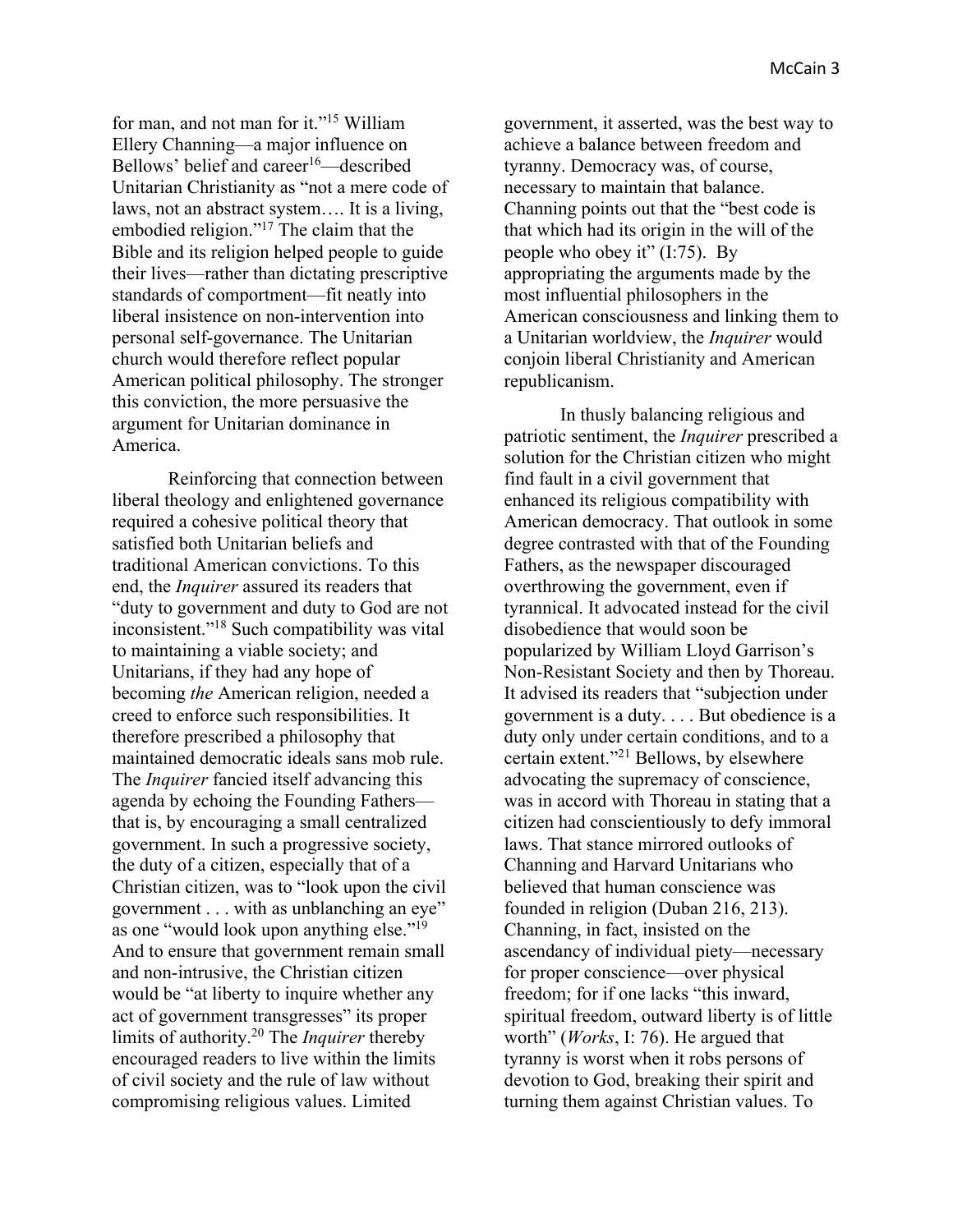for man, and not man for it."[15] William Ellery Channing—a major influence on Bellows' belief and career[16]—described Unitarian Christianity as "not a mere code of laws, not an abstract system…. It is a living, embodied religion."[17] The claim that the Bible and its religion helped people to guide their lives—rather than dictating prescriptive standards of comportment—fit neatly into liberal insistence on non-intervention into personal self-governance. The Unitarian church would therefore reflect popular American political philosophy. The stronger this conviction, the more persuasive the argument for Unitarian dominance in America.

Reinforcing that connection between liberal theology and enlightened governance required a cohesive political theory that satisfied both Unitarian beliefs and traditional American convictions. To this end, the *Inquirer* assured its readers that "duty to government and duty to God are not inconsistent."[18] Such compatibility was vital to maintaining a viable society; and Unitarians, if they had any hope of becoming *the* American religion, needed a creed to enforce such responsibilities. It therefore prescribed a philosophy that maintained democratic ideals sans mob rule. The *Inquirer* fancied itself advancing this agenda by echoing the Founding Fathers—that is, by encouraging a small centralized government. In such a progressive society, the duty of a citizen, especially that of a Christian citizen, was to "look upon the civil government . . . with as unblanching an eye" as one "would look upon anything else."[19] And to ensure that government remain small and non-intrusive, the Christian citizen would be "at liberty to inquire whether any act of government transgresses" its proper limits of authority.[20] The *Inquirer* thereby encouraged readers to live within the limits of civil society and the rule of law without compromising religious values. Limited government, it asserted, was the best way to achieve a balance between freedom and tyranny. Democracy was, of course, necessary to maintain that balance. Channing points out that the "best code is that which had its origin in the will of the people who obey it" (I:75). By appropriating the arguments made by the most influential philosophers in the American consciousness and linking them to a Unitarian worldview, the *Inquirer* would conjoin liberal Christianity and American republicanism.

In thusly balancing religious and patriotic sentiment, the *Inquirer* prescribed a solution for the Christian citizen who might find fault in a civil government that enhanced its religious compatibility with American democracy. That outlook in some degree contrasted with that of the Founding Fathers, as the newspaper discouraged overthrowing the government, even if tyrannical. It advocated instead for the civil disobedience that would soon be popularized by William Lloyd Garrison's Non-Resistant Society and then by Thoreau. It advised its readers that "subjection under government is a duty. . . . But obedience is a duty only under certain conditions, and to a certain extent."[21] Bellows, by elsewhere advocating the supremacy of conscience, was in accord with Thoreau in stating that a citizen had conscientiously to defy immoral laws. That stance mirrored outlooks of Channing and Harvard Unitarians who believed that human conscience was founded in religion (Duban 216, 213). Channing, in fact, insisted on the ascendancy of individual piety—necessary for proper conscience—over physical freedom; for if one lacks "this inward, spiritual freedom, outward liberty is of little worth" (*Works*, I: 76). He argued that tyranny is worst when it robs persons of devotion to God, breaking their spirit and turning them against Christian values. To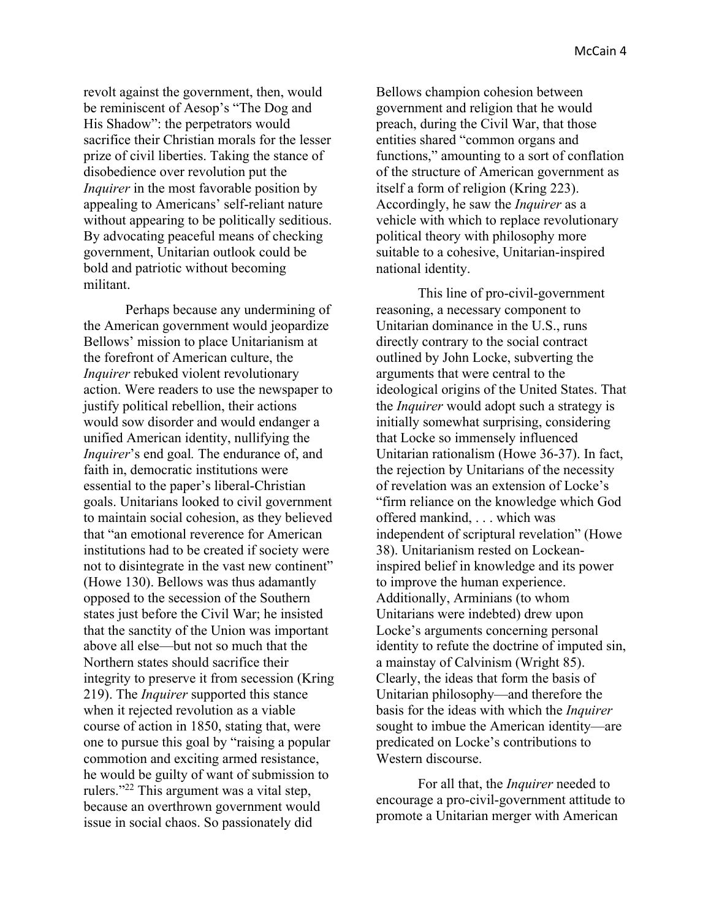revolt against the government, then, would be reminiscent of Aesop's "The Dog and His Shadow": the perpetrators would sacrifice their Christian morals for the lesser prize of civil liberties. Taking the stance of disobedience over revolution put the *Inquirer* in the most favorable position by appealing to Americans' self-reliant nature without appearing to be politically seditious. By advocating peaceful means of checking government, Unitarian outlook could be bold and patriotic without becoming militant.

Perhaps because any undermining of the American government would jeopardize Bellows' mission to place Unitarianism at the forefront of American culture, the *Inquirer* rebuked violent revolutionary action. Were readers to use the newspaper to justify political rebellion, their actions would sow disorder and would endanger a unified American identity, nullifying the *Inquirer*'s end goal*.* The endurance of, and faith in, democratic institutions were essential to the paper's liberal-Christian goals. Unitarians looked to civil government to maintain social cohesion, as they believed that "an emotional reverence for American institutions had to be created if society were not to disintegrate in the vast new continent" (Howe 130). Bellows was thus adamantly opposed to the secession of the Southern states just before the Civil War; he insisted that the sanctity of the Union was important above all else—but not so much that the Northern states should sacrifice their integrity to preserve it from secession (Kring 219). The *Inquirer* supported this stance when it rejected revolution as a viable course of action in 1850, stating that, were one to pursue this goal by "raising a popular commotion and exciting armed resistance, he would be guilty of want of submission to rulers."[22] This argument was a vital step, because an overthrown government would issue in social chaos. So passionately did Bellows champion cohesion between government and religion that he would preach, during the Civil War, that those entities shared "common organs and functions," amounting to a sort of conflation of the structure of American government as itself a form of religion (Kring 223). Accordingly, he saw the *Inquirer* as a vehicle with which to replace revolutionary political theory with philosophy more suitable to a cohesive, Unitarian-inspired national identity.

This line of pro-civil-government reasoning, a necessary component to Unitarian dominance in the U.S., runs directly contrary to the social contract outlined by John Locke, subverting the arguments that were central to the ideological origins of the United States. That the *Inquirer* would adopt such a strategy is initially somewhat surprising, considering that Locke so immensely influenced Unitarian rationalism (Howe 36-37). In fact, the rejection by Unitarians of the necessity of revelation was an extension of Locke's "firm reliance on the knowledge which God offered mankind, . . . which was independent of scriptural revelation" (Howe 38). Unitarianism rested on Lockean-inspired belief in knowledge and its power to improve the human experience. Additionally, Arminians (to whom Unitarians were indebted) drew upon Locke's arguments concerning personal identity to refute the doctrine of imputed sin, a mainstay of Calvinism (Wright 85). Clearly, the ideas that form the basis of Unitarian philosophy—and therefore the basis for the ideas with which the *Inquirer* sought to imbue the American identity—are predicated on Locke's contributions to Western discourse.

For all that, the *Inquirer* needed to encourage a pro-civil-government attitude to promote a Unitarian merger with American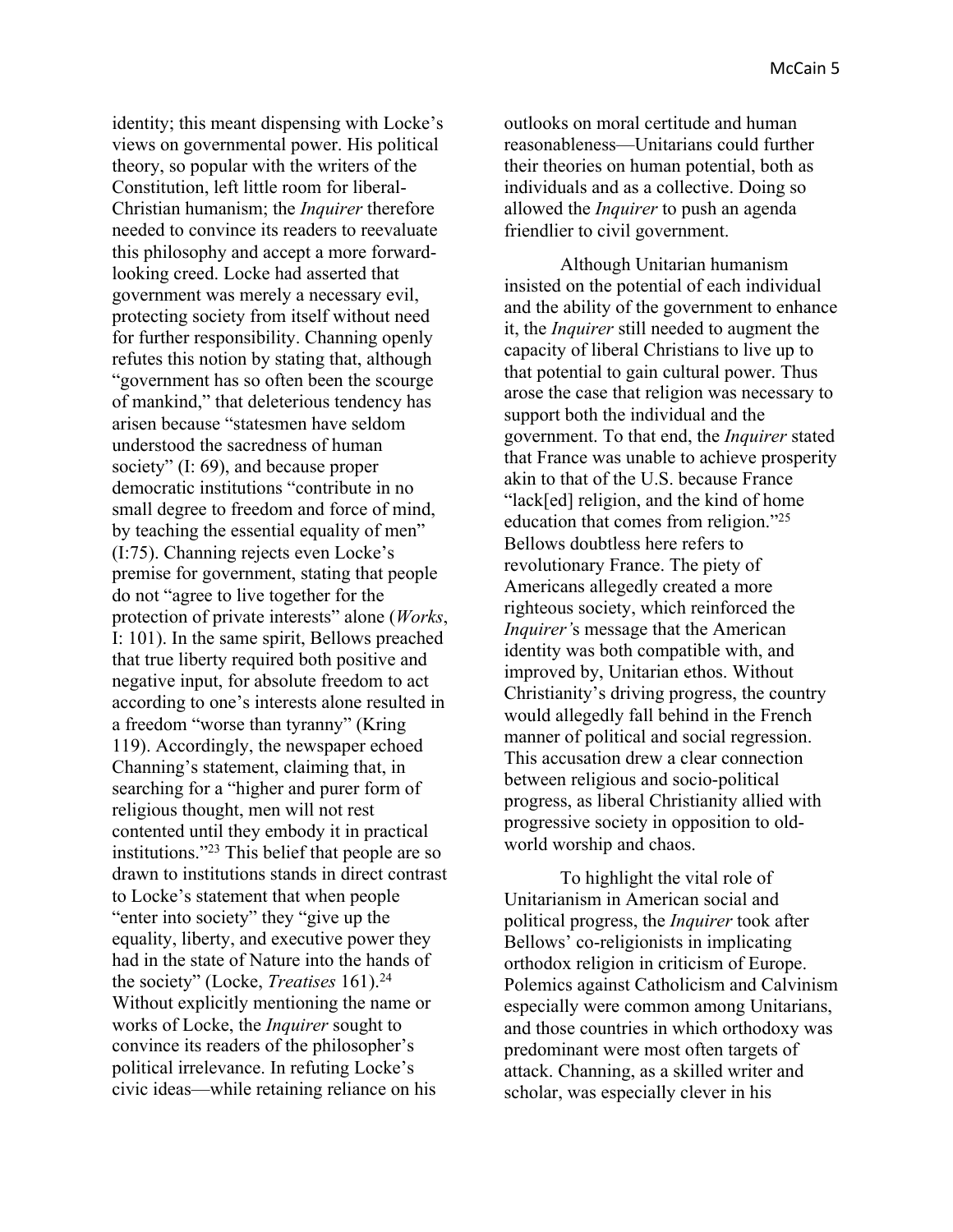identity; this meant dispensing with Locke's views on governmental power. His political theory, so popular with the writers of the Constitution, left little room for liberal-Christian humanism; the *Inquirer* therefore needed to convince its readers to reevaluate this philosophy and accept a more forward-looking creed. Locke had asserted that government was merely a necessary evil, protecting society from itself without need for further responsibility. Channing openly refutes this notion by stating that, although "government has so often been the scourge of mankind," that deleterious tendency has arisen because "statesmen have seldom understood the sacredness of human society" (I: 69), and because proper democratic institutions "contribute in no small degree to freedom and force of mind, by teaching the essential equality of men" (I:75). Channing rejects even Locke's premise for government, stating that people do not "agree to live together for the protection of private interests" alone (*Works*, I: 101). In the same spirit, Bellows preached that true liberty required both positive and negative input, for absolute freedom to act according to one's interests alone resulted in a freedom "worse than tyranny" (Kring 119). Accordingly, the newspaper echoed Channing's statement, claiming that, in searching for a "higher and purer form of religious thought, men will not rest contented until they embody it in practical institutions."[23] This belief that people are so drawn to institutions stands in direct contrast to Locke's statement that when people "enter into society" they "give up the equality, liberty, and executive power they had in the state of Nature into the hands of the society" (Locke, *Treatises* 161).[24] Without explicitly mentioning the name or works of Locke, the *Inquirer* sought to convince its readers of the philosopher's political irrelevance. In refuting Locke's civic ideas—while retaining reliance on his outlooks on moral certitude and human reasonableness—Unitarians could further their theories on human potential, both as individuals and as a collective. Doing so allowed the *Inquirer* to push an agenda friendlier to civil government.

Although Unitarian humanism insisted on the potential of each individual and the ability of the government to enhance it, the *Inquirer* still needed to augment the capacity of liberal Christians to live up to that potential to gain cultural power. Thus arose the case that religion was necessary to support both the individual and the government. To that end, the *Inquirer* stated that France was unable to achieve prosperity akin to that of the U.S. because France "lack[ed] religion, and the kind of home education that comes from religion."[25] Bellows doubtless here refers to revolutionary France. The piety of Americans allegedly created a more righteous society, which reinforced the *Inquirer'*s message that the American identity was both compatible with, and improved by, Unitarian ethos. Without Christianity's driving progress, the country would allegedly fall behind in the French manner of political and social regression. This accusation drew a clear connection between religious and socio-political progress, as liberal Christianity allied with progressive society in opposition to old-world worship and chaos.

To highlight the vital role of Unitarianism in American social and political progress, the *Inquirer* took after Bellows' co-religionists in implicating orthodox religion in criticism of Europe. Polemics against Catholicism and Calvinism especially were common among Unitarians, and those countries in which orthodoxy was predominant were most often targets of attack. Channing, as a skilled writer and scholar, was especially clever in his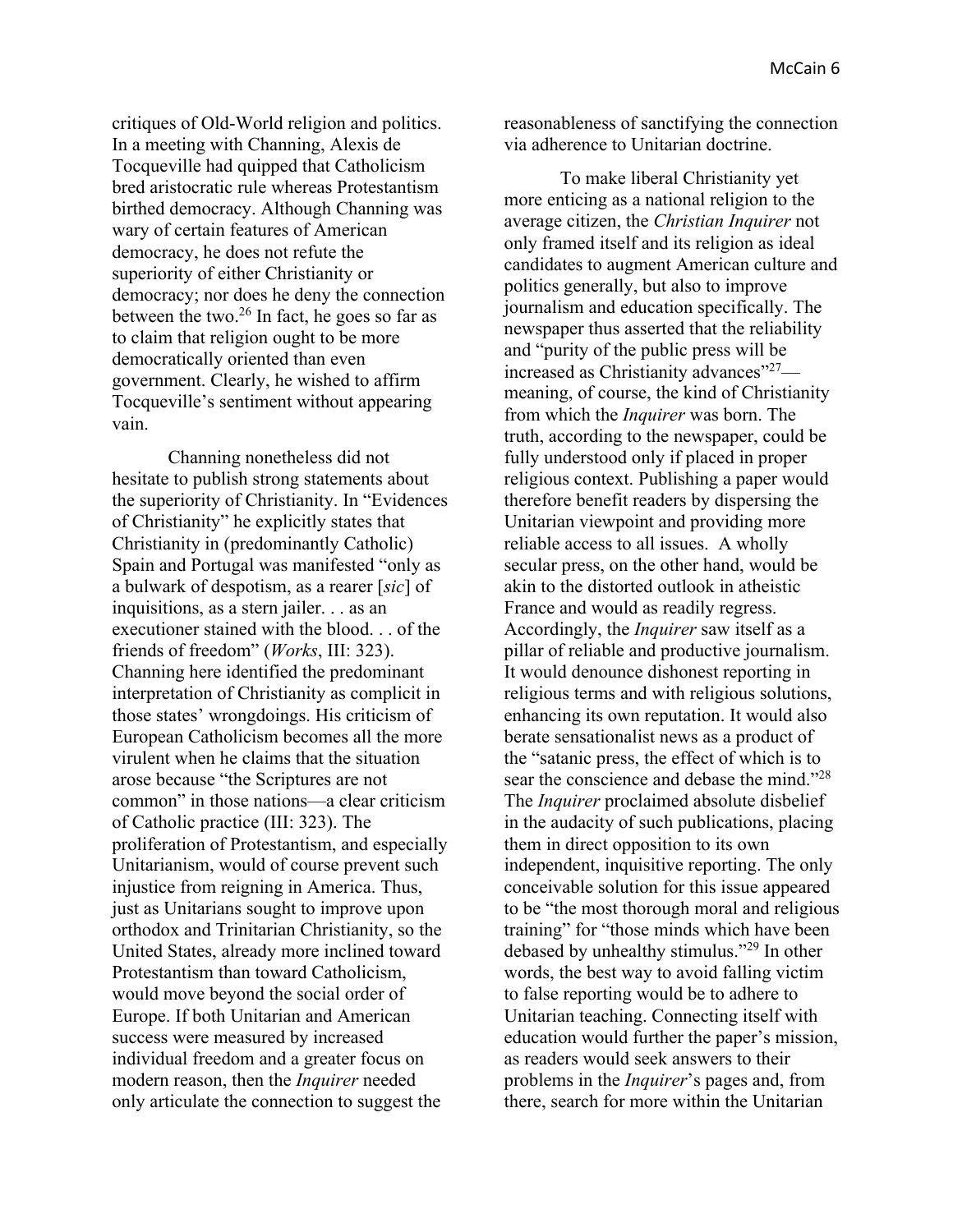critiques of Old-World religion and politics. In a meeting with Channing, Alexis de Tocqueville had quipped that Catholicism bred aristocratic rule whereas Protestantism birthed democracy. Although Channing was wary of certain features of American democracy, he does not refute the superiority of either Christianity or democracy; nor does he deny the connection between the two.[26] In fact, he goes so far as to claim that religion ought to be more democratically oriented than even government. Clearly, he wished to affirm Tocqueville's sentiment without appearing vain.

Channing nonetheless did not hesitate to publish strong statements about the superiority of Christianity. In "Evidences of Christianity" he explicitly states that Christianity in (predominantly Catholic) Spain and Portugal was manifested "only as a bulwark of despotism, as a rearer [*sic*] of inquisitions, as a stern jailer. . . as an executioner stained with the blood. . . of the friends of freedom" (*Works*, III: 323). Channing here identified the predominant interpretation of Christianity as complicit in those states' wrongdoings. His criticism of European Catholicism becomes all the more virulent when he claims that the situation arose because "the Scriptures are not common" in those nations—a clear criticism of Catholic practice (III: 323). The proliferation of Protestantism, and especially Unitarianism, would of course prevent such injustice from reigning in America. Thus, just as Unitarians sought to improve upon orthodox and Trinitarian Christianity, so the United States, already more inclined toward Protestantism than toward Catholicism, would move beyond the social order of Europe. If both Unitarian and American success were measured by increased individual freedom and a greater focus on modern reason, then the *Inquirer* needed only articulate the connection to suggest the reasonableness of sanctifying the connection via adherence to Unitarian doctrine.

To make liberal Christianity yet more enticing as a national religion to the average citizen, the *Christian Inquirer* not only framed itself and its religion as ideal candidates to augment American culture and politics generally, but also to improve journalism and education specifically. The newspaper thus asserted that the reliability and "purity of the public press will be increased as Christianity advances"[27]—meaning, of course, the kind of Christianity from which the *Inquirer* was born. The truth, according to the newspaper, could be fully understood only if placed in proper religious context. Publishing a paper would therefore benefit readers by dispersing the Unitarian viewpoint and providing more reliable access to all issues. A wholly secular press, on the other hand, would be akin to the distorted outlook in atheistic France and would as readily regress. Accordingly, the *Inquirer* saw itself as a pillar of reliable and productive journalism. It would denounce dishonest reporting in religious terms and with religious solutions, enhancing its own reputation. It would also berate sensationalist news as a product of the "satanic press, the effect of which is to sear the conscience and debase the mind."[28] The *Inquirer* proclaimed absolute disbelief in the audacity of such publications, placing them in direct opposition to its own independent, inquisitive reporting. The only conceivable solution for this issue appeared to be "the most thorough moral and religious training" for "those minds which have been debased by unhealthy stimulus."[29] In other words, the best way to avoid falling victim to false reporting would be to adhere to Unitarian teaching. Connecting itself with education would further the paper's mission, as readers would seek answers to their problems in the *Inquirer*'s pages and, from there, search for more within the Unitarian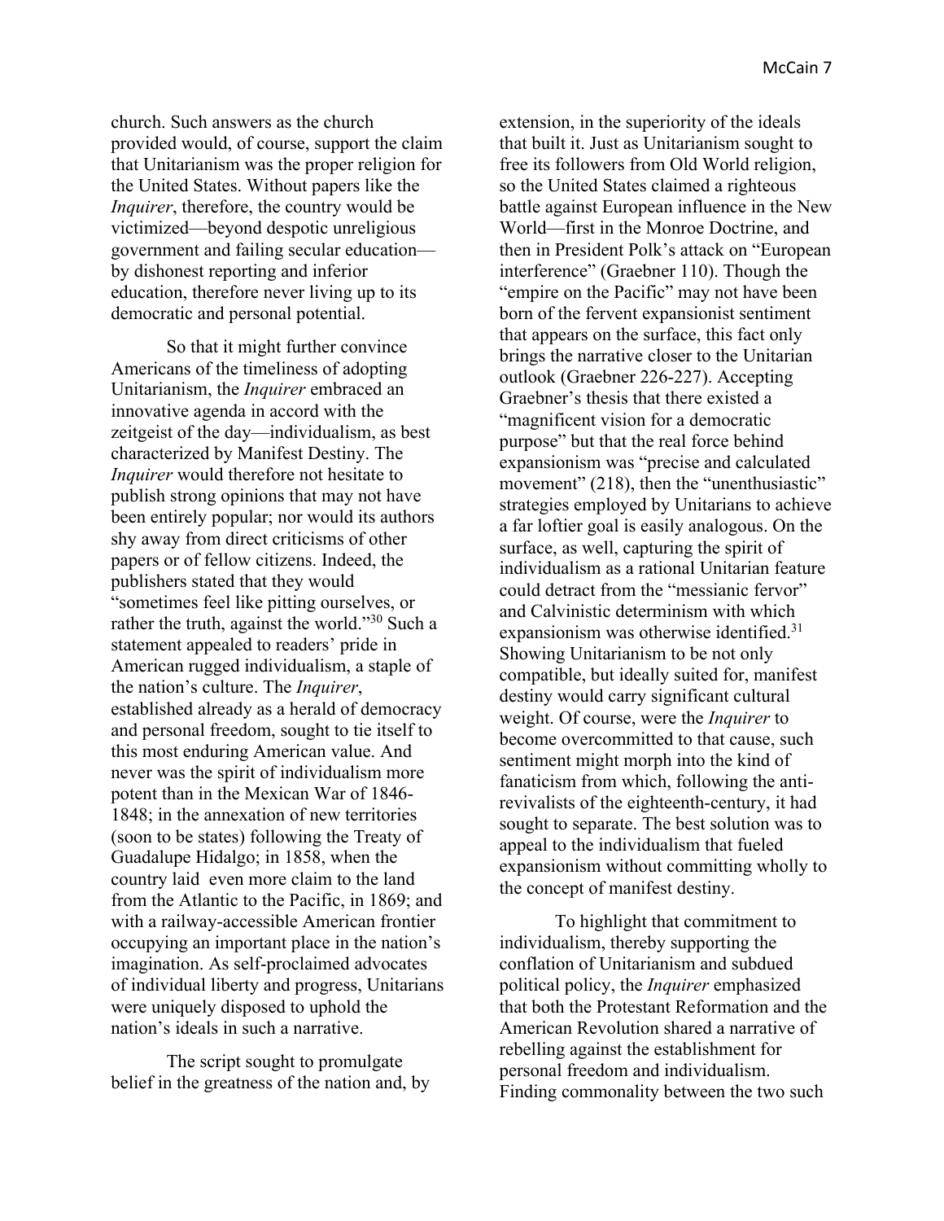church. Such answers as the church provided would, of course, support the claim that Unitarianism was the proper religion for the United States. Without papers like the *Inquirer*, therefore, the country would be victimized—beyond despotic unreligious government and failing secular education—by dishonest reporting and inferior education, therefore never living up to its democratic and personal potential.

So that it might further convince Americans of the timeliness of adopting Unitarianism, the *Inquirer* embraced an innovative agenda in accord with the zeitgeist of the day—individualism, as best characterized by Manifest Destiny. The *Inquirer* would therefore not hesitate to publish strong opinions that may not have been entirely popular; nor would its authors shy away from direct criticisms of other papers or of fellow citizens. Indeed, the publishers stated that they would "sometimes feel like pitting ourselves, or rather the truth, against the world."[30] Such a statement appealed to readers' pride in American rugged individualism, a staple of the nation's culture. The *Inquirer*, established already as a herald of democracy and personal freedom, sought to tie itself to this most enduring American value. And never was the spirit of individualism more potent than in the Mexican War of 1846-1848; in the annexation of new territories (soon to be states) following the Treaty of Guadalupe Hidalgo; in 1858, when the country laid even more claim to the land from the Atlantic to the Pacific, in 1869; and with a railway-accessible American frontier occupying an important place in the nation's imagination. As self-proclaimed advocates of individual liberty and progress, Unitarians were uniquely disposed to uphold the nation's ideals in such a narrative.

The script sought to promulgate belief in the greatness of the nation and, by extension, in the superiority of the ideals that built it. Just as Unitarianism sought to free its followers from Old World religion, so the United States claimed a righteous battle against European influence in the New World—first in the Monroe Doctrine, and then in President Polk's attack on "European interference" (Graebner 110). Though the "empire on the Pacific" may not have been born of the fervent expansionist sentiment that appears on the surface, this fact only brings the narrative closer to the Unitarian outlook (Graebner 226-227). Accepting Graebner's thesis that there existed a "magnificent vision for a democratic purpose" but that the real force behind expansionism was "precise and calculated movement" (218), then the "unenthusiastic" strategies employed by Unitarians to achieve a far loftier goal is easily analogous. On the surface, as well, capturing the spirit of individualism as a rational Unitarian feature could detract from the "messianic fervor" and Calvinistic determinism with which expansionism was otherwise identified.[31] Showing Unitarianism to be not only compatible, but ideally suited for, manifest destiny would carry significant cultural weight. Of course, were the *Inquirer* to become overcommitted to that cause, such sentiment might morph into the kind of fanaticism from which, following the anti-revivalists of the eighteenth-century, it had sought to separate. The best solution was to appeal to the individualism that fueled expansionism without committing wholly to the concept of manifest destiny.

To highlight that commitment to individualism, thereby supporting the conflation of Unitarianism and subdued political policy, the *Inquirer* emphasized that both the Protestant Reformation and the American Revolution shared a narrative of rebelling against the establishment for personal freedom and individualism. Finding commonality between the two such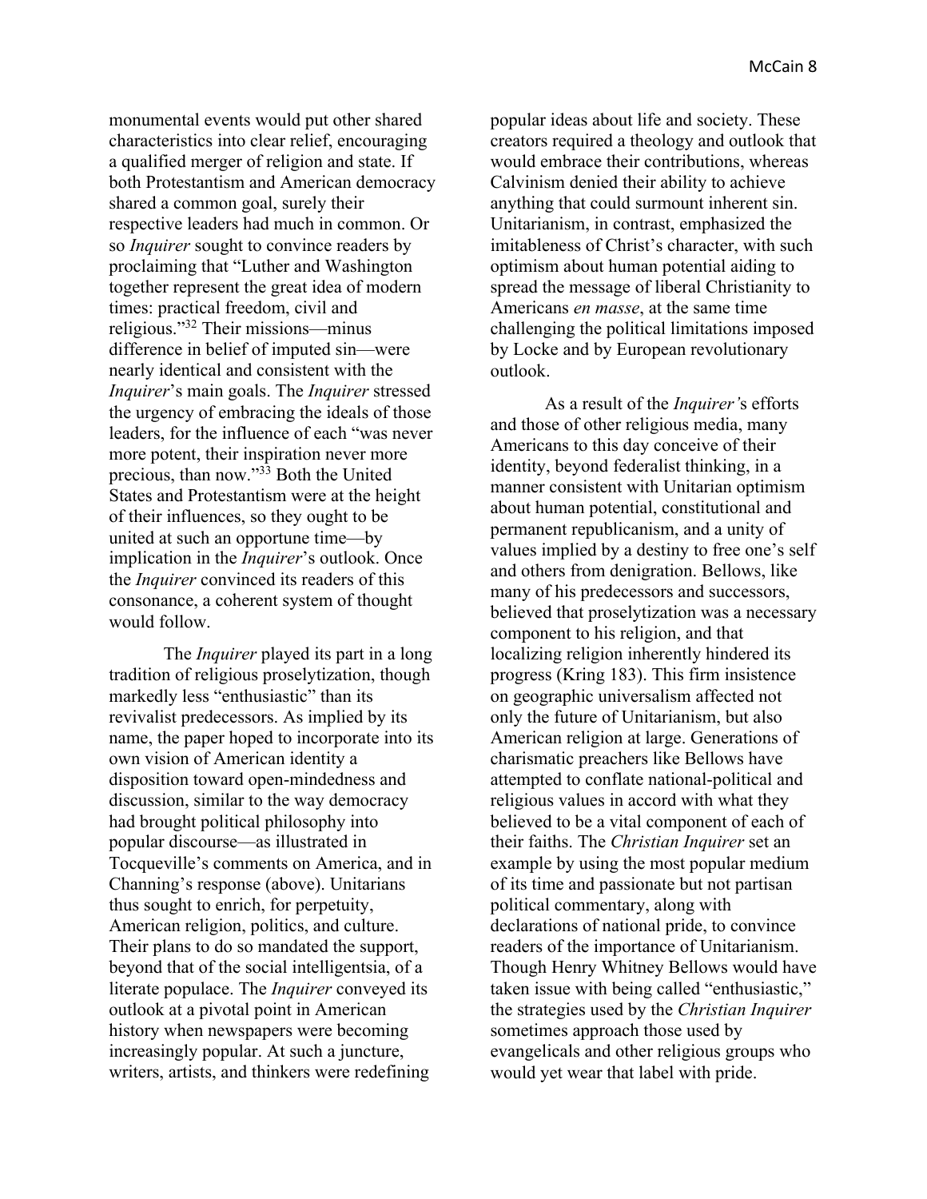monumental events would put other shared characteristics into clear relief, encouraging a qualified merger of religion and state. If both Protestantism and American democracy shared a common goal, surely their respective leaders had much in common. Or so *Inquirer* sought to convince readers by proclaiming that "Luther and Washington together represent the great idea of modern times: practical freedom, civil and religious."[32] Their missions—minus difference in belief of imputed sin—were nearly identical and consistent with the *Inquirer*'s main goals. The *Inquirer* stressed the urgency of embracing the ideals of those leaders, for the influence of each "was never more potent, their inspiration never more precious, than now."[33] Both the United States and Protestantism were at the height of their influences, so they ought to be united at such an opportune time—by implication in the *Inquirer*'s outlook. Once the *Inquirer* convinced its readers of this consonance, a coherent system of thought would follow.

The *Inquirer* played its part in a long tradition of religious proselytization, though markedly less "enthusiastic" than its revivalist predecessors. As implied by its name, the paper hoped to incorporate into its own vision of American identity a disposition toward open-mindedness and discussion, similar to the way democracy had brought political philosophy into popular discourse—as illustrated in Tocqueville's comments on America, and in Channing's response (above). Unitarians thus sought to enrich, for perpetuity, American religion, politics, and culture. Their plans to do so mandated the support, beyond that of the social intelligentsia, of a literate populace. The *Inquirer* conveyed its outlook at a pivotal point in American history when newspapers were becoming increasingly popular. At such a juncture, writers, artists, and thinkers were redefining popular ideas about life and society. These creators required a theology and outlook that would embrace their contributions, whereas Calvinism denied their ability to achieve anything that could surmount inherent sin. Unitarianism, in contrast, emphasized the imitableness of Christ's character, with such optimism about human potential aiding to spread the message of liberal Christianity to Americans *en masse*, at the same time challenging the political limitations imposed by Locke and by European revolutionary outlook.

As a result of the *Inquirer'*s efforts and those of other religious media, many Americans to this day conceive of their identity, beyond federalist thinking, in a manner consistent with Unitarian optimism about human potential, constitutional and permanent republicanism, and a unity of values implied by a destiny to free one's self and others from denigration. Bellows, like many of his predecessors and successors, believed that proselytization was a necessary component to his religion, and that localizing religion inherently hindered its progress (Kring 183). This firm insistence on geographic universalism affected not only the future of Unitarianism, but also American religion at large. Generations of charismatic preachers like Bellows have attempted to conflate national-political and religious values in accord with what they believed to be a vital component of each of their faiths. The *Christian Inquirer* set an example by using the most popular medium of its time and passionate but not partisan political commentary, along with declarations of national pride, to convince readers of the importance of Unitarianism. Though Henry Whitney Bellows would have taken issue with being called "enthusiastic," the strategies used by the *Christian Inquirer* sometimes approach those used by evangelicals and other religious groups who would yet wear that label with pride.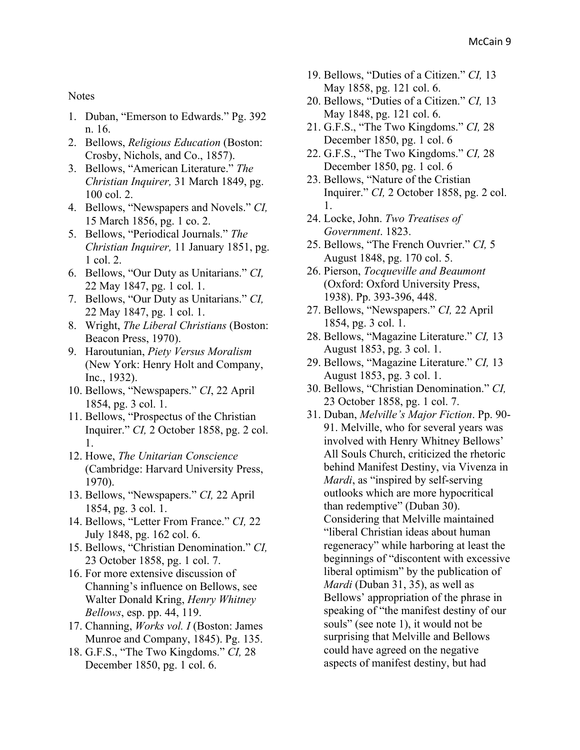Notes

1. Duban, "Emerson to Edwards." Pg. 392 n. 16.
2. Bellows, *Religious Education* (Boston: Crosby, Nichols, and Co., 1857).
3. Bellows, "American Literature." *The Christian Inquirer,* 31 March 1849, pg. 100 col. 2.
4. Bellows, "Newspapers and Novels." *CI,* 15 March 1856, pg. 1 co. 2.
5. Bellows, "Periodical Journals." *The Christian Inquirer,* 11 January 1851, pg. 1 col. 2.
6. Bellows, "Our Duty as Unitarians." *CI,* 22 May 1847, pg. 1 col. 1.
7. Bellows, "Our Duty as Unitarians." *CI,* 22 May 1847, pg. 1 col. 1.
8. Wright, *The Liberal Christians* (Boston: Beacon Press, 1970).
9. Haroutunian, *Piety Versus Moralism* (New York: Henry Holt and Company, Inc., 1932).
10. Bellows, "Newspapers." *CI*, 22 April 1854, pg. 3 col. 1.
11. Bellows, "Prospectus of the Christian Inquirer." *CI,* 2 October 1858, pg. 2 col. 1.
12. Howe, *The Unitarian Conscience* (Cambridge: Harvard University Press, 1970).
13. Bellows, "Newspapers." *CI,* 22 April 1854, pg. 3 col. 1.
14. Bellows, "Letter From France." *CI,* 22 July 1848, pg. 162 col. 6.
15. Bellows, "Christian Denomination." *CI,* 23 October 1858, pg. 1 col. 7.
16. For more extensive discussion of Channing's influence on Bellows, see Walter Donald Kring, *Henry Whitney Bellows*, esp. pp. 44, 119.
17. Channing, *Works vol. I* (Boston: James Munroe and Company, 1845). Pg. 135.
18. G.F.S., "The Two Kingdoms." *CI,* 28 December 1850, pg. 1 col. 6.
19. Bellows, "Duties of a Citizen." *CI,* 13 May 1858, pg. 121 col. 6.
20. Bellows, "Duties of a Citizen." *CI,* 13 May 1848, pg. 121 col. 6.
21. G.F.S., "The Two Kingdoms." *CI,* 28 December 1850, pg. 1 col. 6
22. G.F.S., "The Two Kingdoms." *CI,* 28 December 1850, pg. 1 col. 6
23. Bellows, "Nature of the Cristian Inquirer." *CI,* 2 October 1858, pg. 2 col. 1.
24. Locke, John. *Two Treatises of Government*. 1823.
25. Bellows, "The French Ouvrier." *CI,* 5 August 1848, pg. 170 col. 5.
26. Pierson, *Tocqueville and Beaumont* (Oxford: Oxford University Press, 1938). Pp. 393-396, 448.
27. Bellows, "Newspapers." *CI,* 22 April 1854, pg. 3 col. 1.
28. Bellows, "Magazine Literature." *CI,* 13 August 1853, pg. 3 col. 1.
29. Bellows, "Magazine Literature." *CI,* 13 August 1853, pg. 3 col. 1.
30. Bellows, "Christian Denomination." *CI,* 23 October 1858, pg. 1 col. 7.
31. Duban, *Melville's Major Fiction*. Pp. 90-91. Melville, who for several years was involved with Henry Whitney Bellows' All Souls Church, criticized the rhetoric behind Manifest Destiny, via Vivenza in *Mardi*, as "inspired by self-serving outlooks which are more hypocritical than redemptive" (Duban 30). Considering that Melville maintained "liberal Christian ideas about human regeneracy" while harboring at least the beginnings of "discontent with excessive liberal optimism" by the publication of *Mardi* (Duban 31, 35), as well as Bellows' appropriation of the phrase in speaking of "the manifest destiny of our souls" (see note 1), it would not be surprising that Melville and Bellows could have agreed on the negative aspects of manifest destiny, but had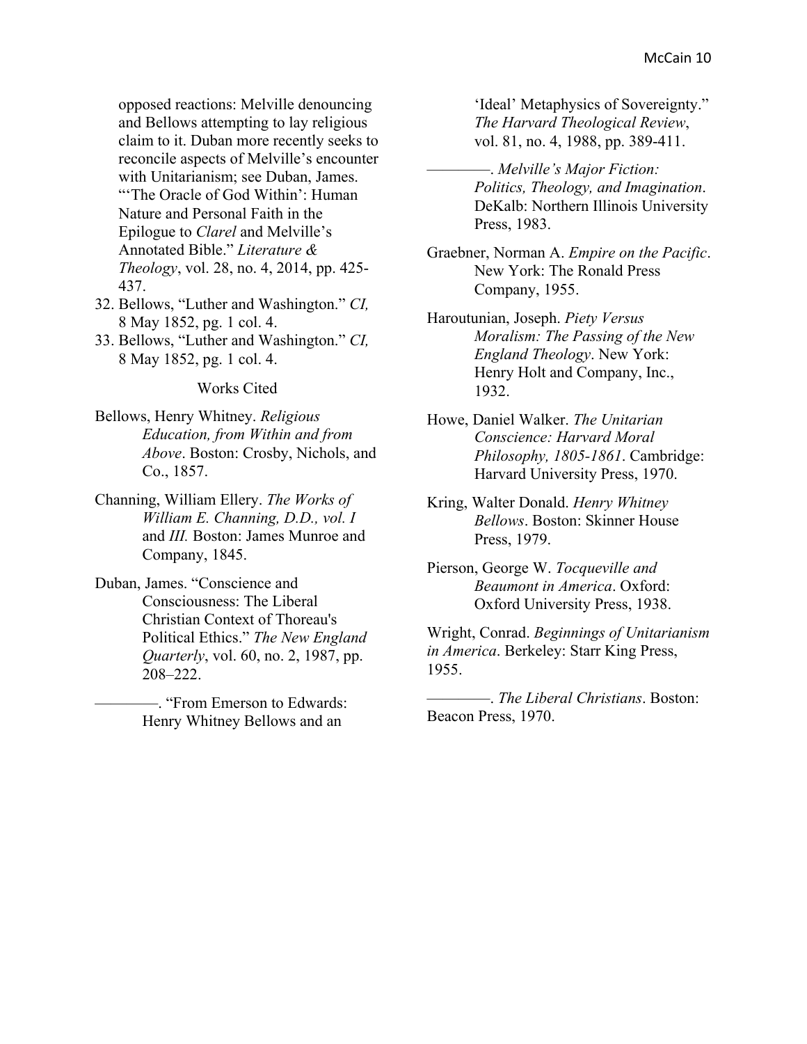opposed reactions: Melville denouncing and Bellows attempting to lay religious claim to it. Duban more recently seeks to reconcile aspects of Melville's encounter with Unitarianism; see Duban, James. "'The Oracle of God Within': Human Nature and Personal Faith in the Epilogue to *Clarel* and Melville's Annotated Bible." *Literature & Theology*, vol. 28, no. 4, 2014, pp. 425-437.

32. Bellows, "Luther and Washington." *CI,* 8 May 1852, pg. 1 col. 4.
33. Bellows, "Luther and Washington." *CI,* 8 May 1852, pg. 1 col. 4.

## Works Cited

Bellows, Henry Whitney. *Religious Education, from Within and from Above*. Boston: Crosby, Nichols, and Co., 1857.

Channing, William Ellery. *The Works of William E. Channing, D.D., vol. I* and *III.* Boston: James Munroe and Company, 1845.

Duban, James. "Conscience and Consciousness: The Liberal Christian Context of Thoreau's Political Ethics." *The New England Quarterly*, vol. 60, no. 2, 1987, pp. 208–222.

————. "From Emerson to Edwards: Henry Whitney Bellows and an 'Ideal' Metaphysics of Sovereignty." *The Harvard Theological Review*, vol. 81, no. 4, 1988, pp. 389-411.

————. *Melville's Major Fiction: Politics, Theology, and Imagination*. DeKalb: Northern Illinois University Press, 1983.

Graebner, Norman A. *Empire on the Pacific*. New York: The Ronald Press Company, 1955.

Haroutunian, Joseph. *Piety Versus Moralism: The Passing of the New England Theology*. New York: Henry Holt and Company, Inc., 1932.

Howe, Daniel Walker. *The Unitarian Conscience: Harvard Moral Philosophy, 1805-1861*. Cambridge: Harvard University Press, 1970.

Kring, Walter Donald. *Henry Whitney Bellows*. Boston: Skinner House Press, 1979.

Pierson, George W. *Tocqueville and Beaumont in America*. Oxford: Oxford University Press, 1938.

Wright, Conrad. *Beginnings of Unitarianism in America*. Berkeley: Starr King Press, 1955.

————. *The Liberal Christians*. Boston: Beacon Press, 1970.